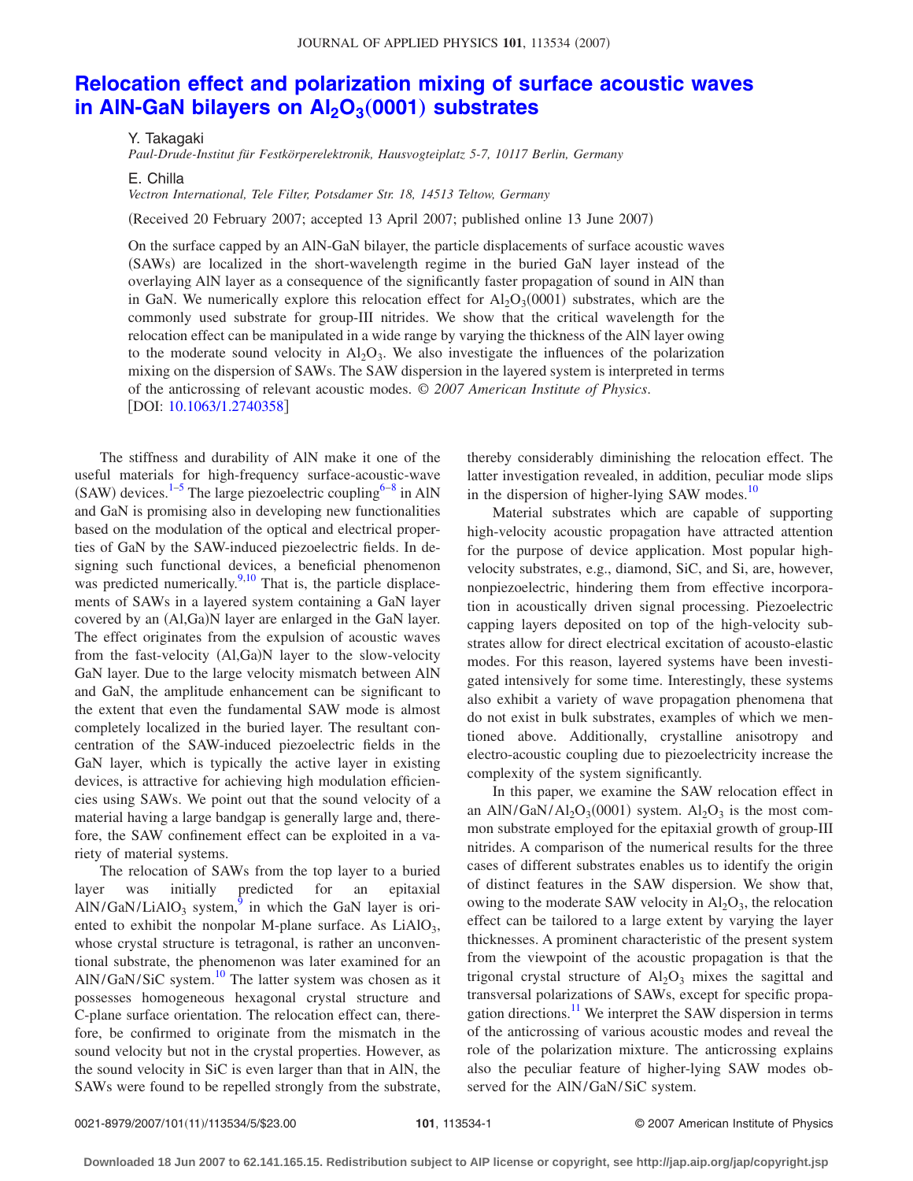# Relocation effect and polarization mixing of surface acoustic waves in AlN-GaN bilayers on $Al_2O_3(0001)$ substrates

Y. Takagaki

*Paul-Drude-Institut für Festkörperelektronik, Hausvogteiplatz 5-7, 10117 Berlin, Germany*

E. Chilla

*Vectron International, Tele Filter, Potsdamer Str. 18, 14513 Teltow, Germany*

(Received 20 February 2007; accepted 13 April 2007; published online 13 June 2007)

On the surface capped by an AlN-GaN bilayer, the particle displacements of surface acoustic waves (SAWs) are localized in the short-wavelength regime in the buried GaN layer instead of the overlaying AlN layer as a consequence of the significantly faster propagation of sound in AlN than in GaN. We numerically explore this relocation effect for $Al_2O_3(0001)$ substrates, which are the commonly used substrate for group-III nitrides. We show that the critical wavelength for the relocation effect can be manipulated in a wide range by varying the thickness of the AlN layer owing to the moderate sound velocity in $Al_2O_3$. We also investigate the influences of the polarization mixing on the dispersion of SAWs. The SAW dispersion in the layered system is interpreted in terms of the anticrossing of relevant acoustic modes. *© 2007 American Institute of Physics*. [DOI: 10.1063/1.2740358]

The stiffness and durability of AlN make it one of the useful materials for high-frequency surface-acoustic-wave (SAW) devices.[1–5] The large piezoelectric coupling[6–8] in AlN and GaN is promising also in developing new functionalities based on the modulation of the optical and electrical properties of GaN by the SAW-induced piezoelectric fields. In designing such functional devices, a beneficial phenomenon was predicted numerically.[9,10] That is, the particle displacements of SAWs in a layered system containing a GaN layer covered by an (Al,Ga)N layer are enlarged in the GaN layer. The effect originates from the expulsion of acoustic waves from the fast-velocity (Al,Ga)N layer to the slow-velocity GaN layer. Due to the large velocity mismatch between AlN and GaN, the amplitude enhancement can be significant to the extent that even the fundamental SAW mode is almost completely localized in the buried layer. The resultant concentration of the SAW-induced piezoelectric fields in the GaN layer, which is typically the active layer in existing devices, is attractive for achieving high modulation efficiencies using SAWs. We point out that the sound velocity of a material having a large bandgap is generally large and, therefore, the SAW confinement effect can be exploited in a variety of material systems.

The relocation of SAWs from the top layer to a buried layer was initially predicted for an epitaxial $AlN/GaN/LiAlO_3$ system,[9] in which the GaN layer is oriented to exhibit the nonpolar M-plane surface. As $LiAlO_3$, whose crystal structure is tetragonal, is rather an unconventional substrate, the phenomenon was later examined for an AlN/GaN/SiC system.[10] The latter system was chosen as it possesses homogeneous hexagonal crystal structure and C-plane surface orientation. The relocation effect can, therefore, be confirmed to originate from the mismatch in the sound velocity but not in the crystal properties. However, as the sound velocity in SiC is even larger than that in AlN, the SAWs were found to be repelled strongly from the substrate, thereby considerably diminishing the relocation effect. The latter investigation revealed, in addition, peculiar mode slips in the dispersion of higher-lying SAW modes.[10]

Material substrates which are capable of supporting high-velocity acoustic propagation have attracted attention for the purpose of device application. Most popular high-velocity substrates, e.g., diamond, SiC, and Si, are, however, nonpiezoelectric, hindering them from effective incorporation in acoustically driven signal processing. Piezoelectric capping layers deposited on top of the high-velocity substrates allow for direct electrical excitation of acousto-elastic modes. For this reason, layered systems have been investigated intensively for some time. Interestingly, these systems also exhibit a variety of wave propagation phenomena that do not exist in bulk substrates, examples of which we mentioned above. Additionally, crystalline anisotropy and electro-acoustic coupling due to piezoelectricity increase the complexity of the system significantly.

In this paper, we examine the SAW relocation effect in an $AlN/GaN/Al_2O_3(0001)$ system. $Al_2O_3$ is the most common substrate employed for the epitaxial growth of group-III nitrides. A comparison of the numerical results for the three cases of different substrates enables us to identify the origin of distinct features in the SAW dispersion. We show that, owing to the moderate SAW velocity in $Al_2O_3$, the relocation effect can be tailored to a large extent by varying the layer thicknesses. A prominent characteristic of the present system from the viewpoint of the acoustic propagation is that the trigonal crystal structure of $Al_2O_3$ mixes the sagittal and transversal polarizations of SAWs, except for specific propagation directions.[11] We interpret the SAW dispersion in terms of the anticrossing of various acoustic modes and reveal the role of the polarization mixture. The anticrossing explains also the peculiar feature of higher-lying SAW modes observed for the AlN/GaN/SiC system.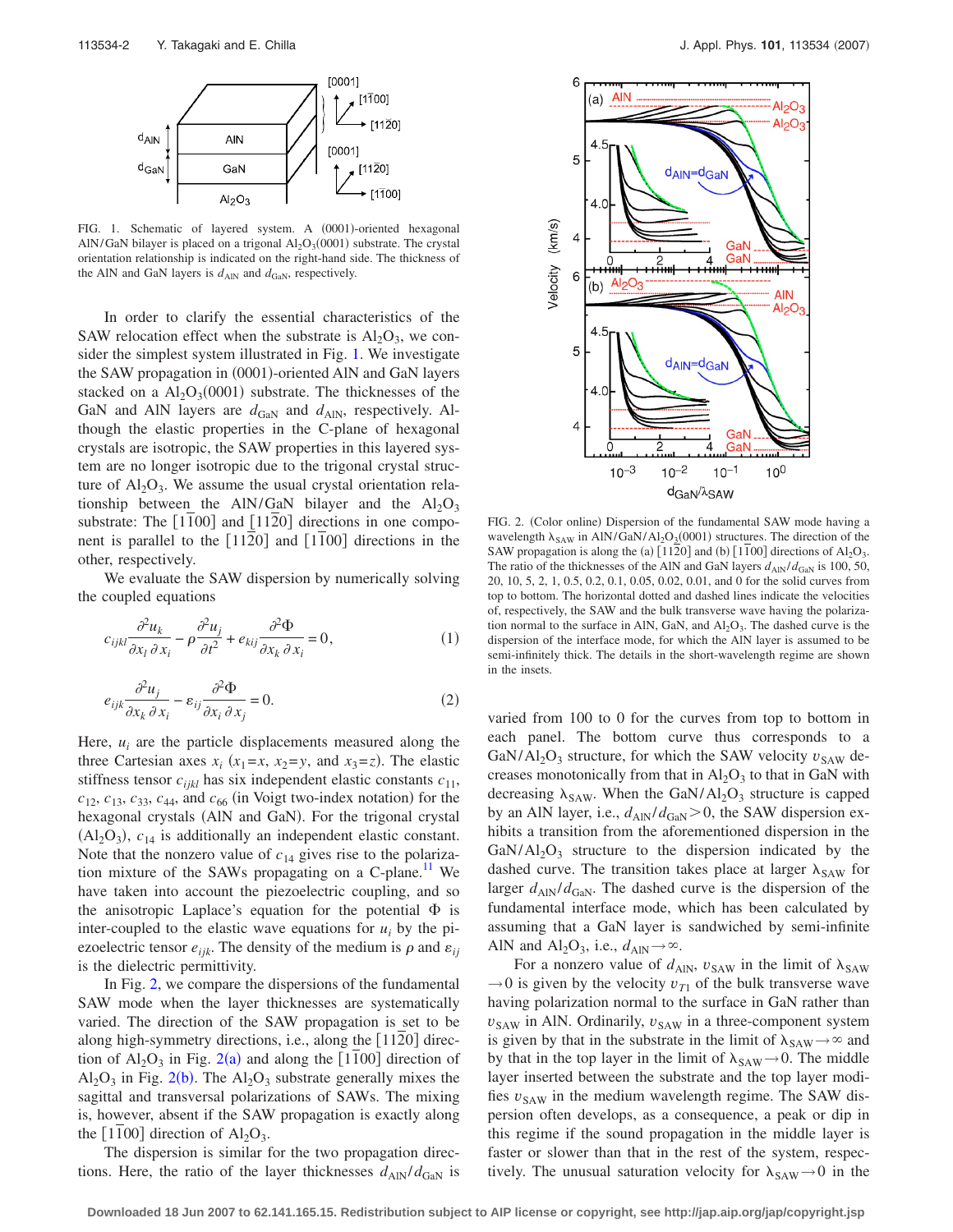FIG. 1. Schematic of layered system. A (0001)-oriented hexagonal AlN/GaN bilayer is placed on a trigonal $Al_2O_3(0001)$ substrate. The crystal orientation relationship is indicated on the right-hand side. The thickness of the AlN and GaN layers is $d_{AlN}$ and $d_{GaN}$, respectively.

In order to clarify the essential characteristics of the SAW relocation effect when the substrate is $Al_2O_3$, we consider the simplest system illustrated in Fig. 1. We investigate the SAW propagation in (0001)-oriented AlN and GaN layers stacked on a $Al_2O_3(0001)$ substrate. The thicknesses of the GaN and AlN layers are $d_{GaN}$ and $d_{AlN}$, respectively. Although the elastic properties in the C-plane of hexagonal crystals are isotropic, the SAW properties in this layered system are no longer isotropic due to the trigonal crystal structure of $Al_2O_3$. We assume the usual crystal orientation relationship between the AlN/GaN bilayer and the $Al_2O_3$ substrate: The $[1\bar{1}00]$ and $[11\bar{2}0]$ directions in one component is parallel to the $[11\bar{2}0]$ and $[1\bar{1}00]$ directions in the other, respectively.

We evaluate the SAW dispersion by numerically solving the coupled equations

$$c_{ijkl}\frac{\partial^2 u_k}{\partial x_l\,\partial x_i} - \rho\frac{\partial^2 u_j}{\partial t^2} + e_{kij}\frac{\partial^2 \Phi}{\partial x_k\,\partial x_i} = 0, \tag{1}$$

$$e_{ijk}\frac{\partial^2 u_j}{\partial x_k\,\partial x_i} - \varepsilon_{ij}\frac{\partial^2 \Phi}{\partial x_i\,\partial x_j} = 0. \tag{2}$$

Here, $u_i$ are the particle displacements measured along the three Cartesian axes $x_i$ ($x_1=x$, $x_2=y$, and $x_3=z$). The elastic stiffness tensor $c_{ijkl}$ has six independent elastic constants $c_{11}$, $c_{12}$, $c_{13}$, $c_{33}$, $c_{44}$, and $c_{66}$ (in Voigt two-index notation) for the hexagonal crystals (AlN and GaN). For the trigonal crystal ($Al_2O_3$), $c_{14}$ is additionally an independent elastic constant. Note that the nonzero value of $c_{14}$ gives rise to the polarization mixture of the SAWs propagating on a C-plane.[11] We have taken into account the piezoelectric coupling, and so the anisotropic Laplace's equation for the potential $\Phi$ is inter-coupled to the elastic wave equations for $u_i$ by the piezoelectric tensor $e_{ijk}$. The density of the medium is $\rho$ and $\varepsilon_{ij}$ is the dielectric permittivity.

In Fig. 2, we compare the dispersions of the fundamental SAW mode when the layer thicknesses are systematically varied. The direction of the SAW propagation is set to be along high-symmetry directions, i.e., along the $[11\bar{2}0]$ direction of $Al_2O_3$ in Fig. 2(a) and along the $[1\bar{1}00]$ direction of $Al_2O_3$ in Fig. 2(b). The $Al_2O_3$ substrate generally mixes the sagittal and transversal polarizations of SAWs. The mixing is, however, absent if the SAW propagation is exactly along the $[1\bar{1}00]$ direction of $Al_2O_3$.

The dispersion is similar for the two propagation directions. Here, the ratio of the layer thicknesses $d_{AlN}/d_{GaN}$ is varied from 100 to 0 for the curves from top to bottom in each panel. The bottom curve thus corresponds to a $GaN/Al_2O_3$ structure, for which the SAW velocity $v_{SAW}$ decreases monotonically from that in $Al_2O_3$ to that in GaN with decreasing $\lambda_{SAW}$. When the $GaN/Al_2O_3$ structure is capped by an AlN layer, i.e., $d_{AlN}/d_{GaN}>0$, the SAW dispersion exhibits a transition from the aforementioned dispersion in the $GaN/Al_2O_3$ structure to the dispersion indicated by the dashed curve. The transition takes place at larger $\lambda_{SAW}$ for larger $d_{AlN}/d_{GaN}$. The dashed curve is the dispersion of the fundamental interface mode, which has been calculated by assuming that a GaN layer is sandwiched by semi-infinite AlN and $Al_2O_3$, i.e., $d_{AlN}\rightarrow\infty$.

For a nonzero value of $d_{AlN}$, $v_{SAW}$ in the limit of $\lambda_{SAW}\rightarrow 0$ is given by the velocity $v_{T1}$ of the bulk transverse wave having polarization normal to the surface in GaN rather than $v_{SAW}$ in AlN. Ordinarily, $v_{SAW}$ in a three-component system is given by that in the substrate in the limit of $\lambda_{SAW}\rightarrow\infty$ and by that in the top layer in the limit of $\lambda_{SAW}\rightarrow 0$. The middle layer inserted between the substrate and the top layer modifies $v_{SAW}$ in the medium wavelength regime. The SAW dispersion often develops, as a consequence, a peak or dip in this regime if the sound propagation in the middle layer is faster or slower than that in the rest of the system, respectively. The unusual saturation velocity for $\lambda_{SAW}\rightarrow 0$ in the

FIG. 2. (Color online) Dispersion of the fundamental SAW mode having a wavelength $\lambda_{SAW}$ in $AlN/GaN/Al_2O_3(0001)$ structures. The direction of the SAW propagation is along the (a) $[11\bar{2}0]$ and (b) $[1\bar{1}00]$ directions of $Al_2O_3$. The ratio of the thicknesses of the AlN and GaN layers $d_{AlN}/d_{GaN}$ is 100, 50, 20, 10, 5, 2, 1, 0.5, 0.2, 0.1, 0.05, 0.02, 0.01, and 0 for the solid curves from top to bottom. The horizontal dotted and dashed lines indicate the velocities of, respectively, the SAW and the bulk transverse wave having the polarization normal to the surface in AlN, GaN, and $Al_2O_3$. The dashed curve is the dispersion of the interface mode, for which the AlN layer is assumed to be semi-infinitely thick. The details in the short-wavelength regime are shown in the insets.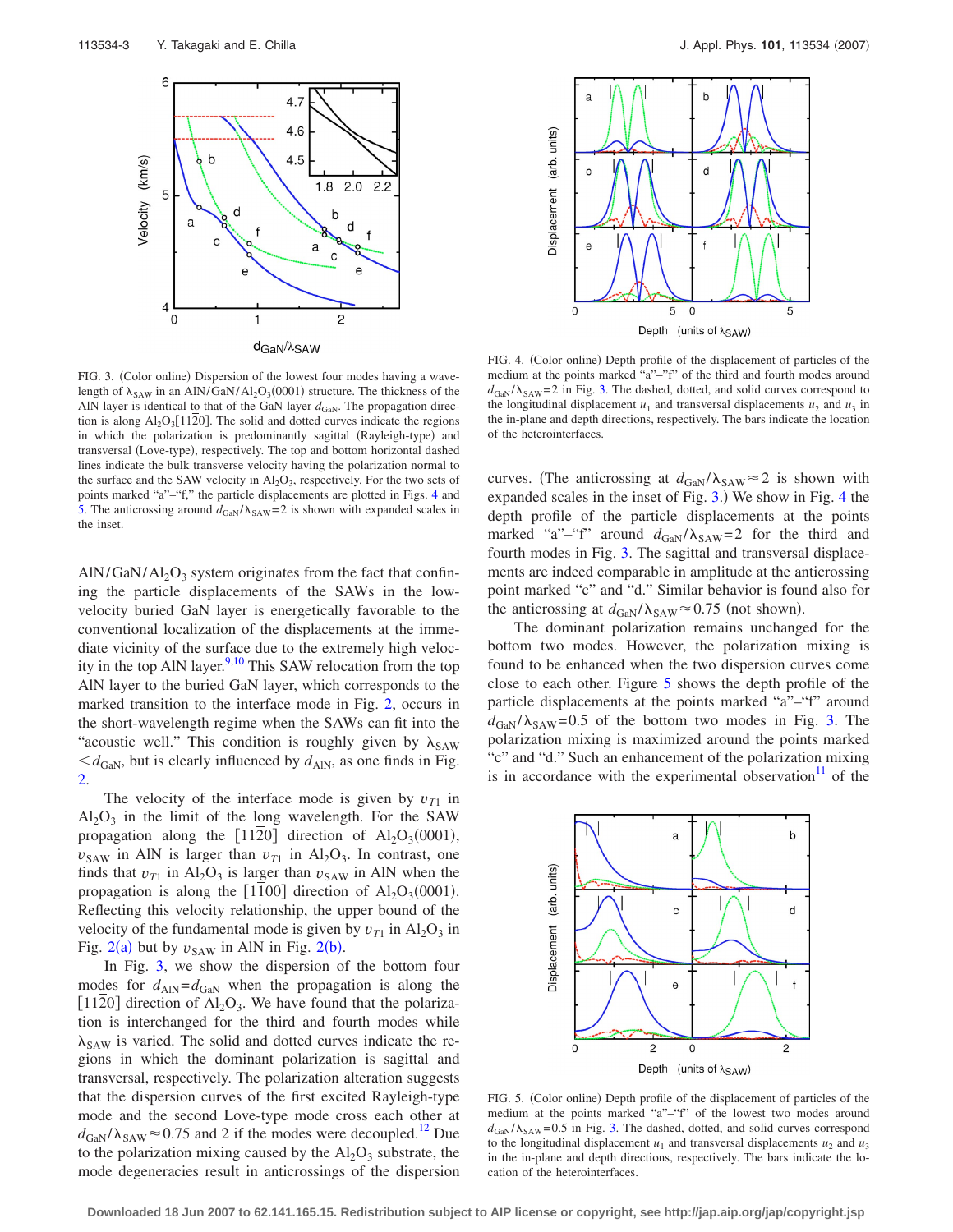FIG. 3. (Color online) Dispersion of the lowest four modes having a wavelength of $\lambda_{SAW}$ in an $AlN/GaN/Al_2O_3(0001)$ structure. The thickness of the AlN layer is identical to that of the GaN layer $d_{GaN}$. The propagation direction is along $Al_2O_3[11\bar{2}0]$. The solid and dotted curves indicate the regions in which the polarization is predominantly sagittal (Rayleigh-type) and transversal (Love-type), respectively. The top and bottom horizontal dashed lines indicate the bulk transverse velocity having the polarization normal to the surface and the SAW velocity in $Al_2O_3$, respectively. For the two sets of points marked "a"–"f," the particle displacements are plotted in Figs. 4 and 5. The anticrossing around $d_{GaN}/\lambda_{SAW}=2$ is shown with expanded scales in the inset.

FIG. 4. (Color online) Depth profile of the displacement of particles of the medium at the points marked "a"–"f" of the third and fourth modes around $d_{GaN}/\lambda_{SAW}=2$ in Fig. 3. The dashed, dotted, and solid curves correspond to the longitudinal displacement $u_1$ and transversal displacements $u_2$ and $u_3$ in the in-plane and depth directions, respectively. The bars indicate the location of the heterointerfaces.

$AlN/GaN/Al_2O_3$ system originates from the fact that confining the particle displacements of the SAWs in the low-velocity buried GaN layer is energetically favorable to the conventional localization of the displacements at the immediate vicinity of the surface due to the extremely high velocity in the top AlN layer.[9,10] This SAW relocation from the top AlN layer to the buried GaN layer, which corresponds to the marked transition to the interface mode in Fig. 2, occurs in the short-wavelength regime when the SAWs can fit into the "acoustic well." This condition is roughly given by $\lambda_{SAW} < d_{GaN}$, but is clearly influenced by $d_{AlN}$, as one finds in Fig. 2.

The velocity of the interface mode is given by $v_{T1}$ in $Al_2O_3$ in the limit of the long wavelength. For the SAW propagation along the $[11\bar{2}0]$ direction of $Al_2O_3(0001)$, $v_{SAW}$ in AlN is larger than $v_{T1}$ in $Al_2O_3$. In contrast, one finds that $v_{T1}$ in $Al_2O_3$ is larger than $v_{SAW}$ in AlN when the propagation is along the $[1\bar{1}00]$ direction of $Al_2O_3(0001)$. Reflecting this velocity relationship, the upper bound of the velocity of the fundamental mode is given by $v_{T1}$ in $Al_2O_3$ in Fig. 2(a) but by $v_{SAW}$ in AlN in Fig. 2(b).

In Fig. 3, we show the dispersion of the bottom four modes for $d_{AlN}=d_{GaN}$ when the propagation is along the $[11\bar{2}0]$ direction of $Al_2O_3$. We have found that the polarization is interchanged for the third and fourth modes while $\lambda_{SAW}$ is varied. The solid and dotted curves indicate the regions in which the dominant polarization is sagittal and transversal, respectively. The polarization alteration suggests that the dispersion curves of the first excited Rayleigh-type mode and the second Love-type mode cross each other at $d_{GaN}/\lambda_{SAW} \approx 0.75$ and 2 if the modes were decoupled.[12] Due to the polarization mixing caused by the $Al_2O_3$ substrate, the mode degeneracies result in anticrossings of the dispersion curves. (The anticrossing at $d_{GaN}/\lambda_{SAW} \approx 2$ is shown with expanded scales in the inset of Fig. 3.) We show in Fig. 4 the depth profile of the particle displacements at the points marked "a"–"f" around $d_{GaN}/\lambda_{SAW}=2$ for the third and fourth modes in Fig. 3. The sagittal and transversal displacements are indeed comparable in amplitude at the anticrossing point marked "c" and "d." Similar behavior is found also for the anticrossing at $d_{GaN}/\lambda_{SAW} \approx 0.75$ (not shown).

The dominant polarization remains unchanged for the bottom two modes. However, the polarization mixing is found to be enhanced when the two dispersion curves come close to each other. Figure 5 shows the depth profile of the particle displacements at the points marked "a"–"f" around $d_{GaN}/\lambda_{SAW}=0.5$ of the bottom two modes in Fig. 3. The polarization mixing is maximized around the points marked "c" and "d." Such an enhancement of the polarization mixing is in accordance with the experimental observation[11] of the

FIG. 5. (Color online) Depth profile of the displacement of particles of the medium at the points marked "a"–"f" of the lowest two modes around $d_{GaN}/\lambda_{SAW}=0.5$ in Fig. 3. The dashed, dotted, and solid curves correspond to the longitudinal displacement $u_1$ and transversal displacements $u_2$ and $u_3$ in the in-plane and depth directions, respectively. The bars indicate the location of the heterointerfaces.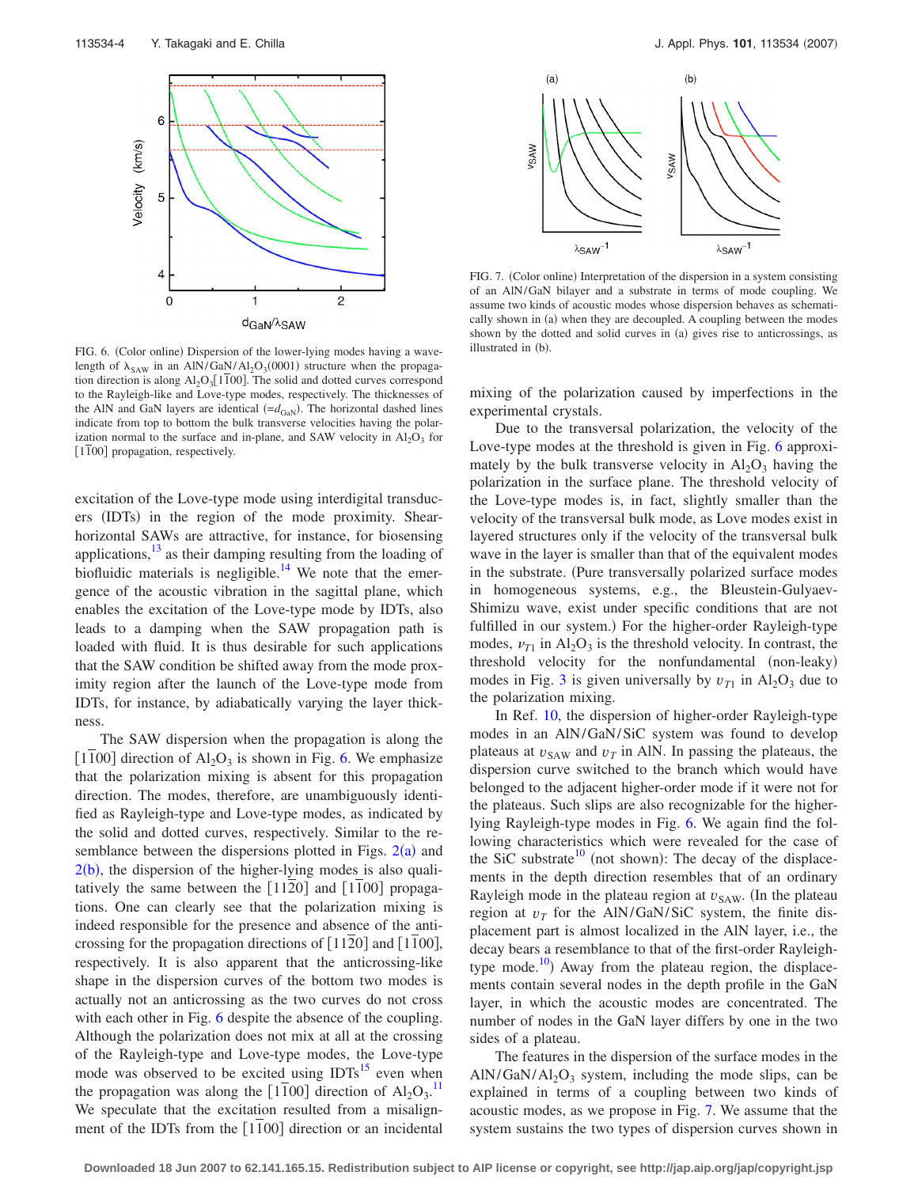FIG. 6. (Color online) Dispersion of the lower-lying modes having a wavelength of $\lambda_{SAW}$ in an $AlN/GaN/Al_2O_3(0001)$ structure when the propagation direction is along $Al_2O_3[1\bar{1}00]$. The solid and dotted curves correspond to the Rayleigh-like and Love-type modes, respectively. The thicknesses of the AlN and GaN layers are identical ($=d_{GaN}$). The horizontal dashed lines indicate from top to bottom the bulk transverse velocities having the polarization normal to the surface and in-plane, and SAW velocity in $Al_2O_3$ for $[1\bar{1}00]$ propagation, respectively.

excitation of the Love-type mode using interdigital transducers (IDTs) in the region of the mode proximity. Shear-horizontal SAWs are attractive, for instance, for biosensing applications,[13] as their damping resulting from the loading of biofluidic materials is negligible.[14] We note that the emergence of the acoustic vibration in the sagittal plane, which enables the excitation of the Love-type mode by IDTs, also leads to a damping when the SAW propagation path is loaded with fluid. It is thus desirable for such applications that the SAW condition be shifted away from the mode proximity region after the launch of the Love-type mode from IDTs, for instance, by adiabatically varying the layer thickness.

The SAW dispersion when the propagation is along the $[1\bar{1}00]$ direction of $Al_2O_3$ is shown in Fig. 6. We emphasize that the polarization mixing is absent for this propagation direction. The modes, therefore, are unambiguously identified as Rayleigh-type and Love-type modes, as indicated by the solid and dotted curves, respectively. Similar to the resemblance between the dispersions plotted in Figs. 2(a) and 2(b), the dispersion of the higher-lying modes is also qualitatively the same between the $[11\bar{2}0]$ and $[1\bar{1}00]$ propagations. One can clearly see that the polarization mixing is indeed responsible for the presence and absence of the anticrossing for the propagation directions of $[11\bar{2}0]$ and $[1\bar{1}00]$, respectively. It is also apparent that the anticrossing-like shape in the dispersion curves of the bottom two modes is actually not an anticrossing as the two curves do not cross with each other in Fig. 6 despite the absence of the coupling. Although the polarization does not mix at all at the crossing of the Rayleigh-type and Love-type modes, the Love-type mode was observed to be excited using IDTs[15] even when the propagation was along the $[1\bar{1}00]$ direction of $Al_2O_3$.[11] We speculate that the excitation resulted from a misalignment of the IDTs from the $[1\bar{1}00]$ direction or an incidental mixing of the polarization caused by imperfections in the experimental crystals.

FIG. 7. (Color online) Interpretation of the dispersion in a system consisting of an AlN/GaN bilayer and a substrate in terms of mode coupling. We assume two kinds of acoustic modes whose dispersion behaves as schematically shown in (a) when they are decoupled. A coupling between the modes shown by the dotted and solid curves in (a) gives rise to anticrossings, as illustrated in (b).

Due to the transversal polarization, the velocity of the Love-type modes at the threshold is given in Fig. 6 approximately by the bulk transverse velocity in $Al_2O_3$ having the polarization in the surface plane. The threshold velocity of the Love-type modes is, in fact, slightly smaller than the velocity of the transversal bulk mode, as Love modes exist in layered structures only if the velocity of the transversal bulk wave in the layer is smaller than that of the equivalent modes in the substrate. (Pure transversally polarized surface modes in homogeneous systems, e.g., the Bleustein-Gulyaev-Shimizu wave, exist under specific conditions that are not fulfilled in our system.) For the higher-order Rayleigh-type modes, $v_{T1}$ in $Al_2O_3$ is the threshold velocity. In contrast, the threshold velocity for the nonfundamental (non-leaky) modes in Fig. 3 is given universally by $v_{T1}$ in $Al_2O_3$ due to the polarization mixing.

In Ref. 10, the dispersion of higher-order Rayleigh-type modes in an AlN/GaN/SiC system was found to develop plateaus at $v_{SAW}$ and $v_T$ in AlN. In passing the plateaus, the dispersion curve switched to the branch which would have belonged to the adjacent higher-order mode if it were not for the plateaus. Such slips are also recognizable for the higher-lying Rayleigh-type modes in Fig. 6. We again find the following characteristics which were revealed for the case of the SiC substrate[10] (not shown): The decay of the displacements in the depth direction resembles that of an ordinary Rayleigh mode in the plateau region at $v_{SAW}$. (In the plateau region at $v_T$ for the AlN/GaN/SiC system, the finite displacement part is almost localized in the AlN layer, i.e., the decay bears a resemblance to that of the first-order Rayleigh-type mode.[10]) Away from the plateau region, the displacements contain several nodes in the depth profile in the GaN layer, in which the acoustic modes are concentrated. The number of nodes in the GaN layer differs by one in the two sides of a plateau.

The features in the dispersion of the surface modes in the AlN/GaN/$Al_2O_3$ system, including the mode slips, can be explained in terms of a coupling between two kinds of acoustic modes, as we propose in Fig. 7. We assume that the system sustains the two types of dispersion curves shown in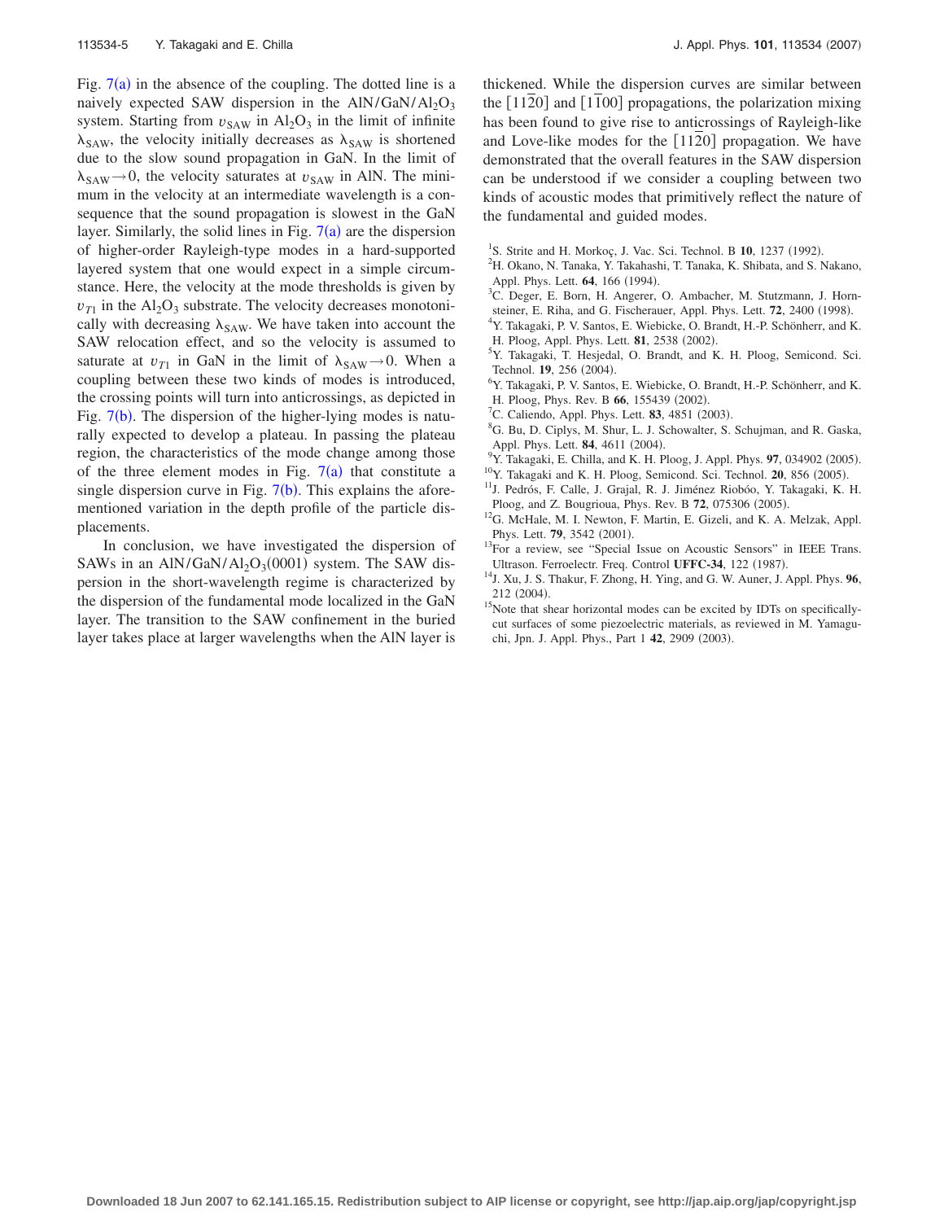Fig. 7(a) in the absence of the coupling. The dotted line is a naively expected SAW dispersion in the $AlN/GaN/Al_2O_3$ system. Starting from $v_{SAW}$ in $Al_2O_3$ in the limit of infinite $\lambda_{SAW}$, the velocity initially decreases as $\lambda_{SAW}$ is shortened due to the slow sound propagation in GaN. In the limit of $\lambda_{SAW} \rightarrow 0$, the velocity saturates at $v_{SAW}$ in AlN. The minimum in the velocity at an intermediate wavelength is a consequence that the sound propagation is slowest in the GaN layer. Similarly, the solid lines in Fig. 7(a) are the dispersion of higher-order Rayleigh-type modes in a hard-supported layered system that one would expect in a simple circumstance. Here, the velocity at the mode thresholds is given by $v_{T1}$ in the $Al_2O_3$ substrate. The velocity decreases monotonically with decreasing $\lambda_{SAW}$. We have taken into account the SAW relocation effect, and so the velocity is assumed to saturate at $v_{T1}$ in GaN in the limit of $\lambda_{SAW} \rightarrow 0$. When a coupling between these two kinds of modes is introduced, the crossing points will turn into anticrossings, as depicted in Fig. 7(b). The dispersion of the higher-lying modes is naturally expected to develop a plateau. In passing the plateau region, the characteristics of the mode change among those of the three element modes in Fig. 7(a) that constitute a single dispersion curve in Fig. 7(b). This explains the aforementioned variation in the depth profile of the particle displacements.

In conclusion, we have investigated the dispersion of SAWs in an $AlN/GaN/Al_2O_3(0001)$ system. The SAW dispersion in the short-wavelength regime is characterized by the dispersion of the fundamental mode localized in the GaN layer. The transition to the SAW confinement in the buried layer takes place at larger wavelengths when the AlN layer is thickened. While the dispersion curves are similar between the $[11\bar{2}0]$ and $[1\bar{1}00]$ propagations, the polarization mixing has been found to give rise to anticrossings of Rayleigh-like and Love-like modes for the $[11\bar{2}0]$ propagation. We have demonstrated that the overall features in the SAW dispersion can be understood if we consider a coupling between two kinds of acoustic modes that primitively reflect the nature of the fundamental and guided modes.

[1] S. Strite and H. Morkoç, J. Vac. Sci. Technol. B **10**, 1237 (1992).
[2] H. Okano, N. Tanaka, Y. Takahashi, T. Tanaka, K. Shibata, and S. Nakano, Appl. Phys. Lett. **64**, 166 (1994).
[3] C. Deger, E. Born, H. Angerer, O. Ambacher, M. Stutzmann, J. Hornsteiner, E. Riha, and G. Fischerauer, Appl. Phys. Lett. **72**, 2400 (1998).
[4] Y. Takagaki, P. V. Santos, E. Wiebicke, O. Brandt, H.-P. Schönherr, and K. H. Ploog, Appl. Phys. Lett. **81**, 2538 (2002).
[5] Y. Takagaki, T. Hesjedal, O. Brandt, and K. H. Ploog, Semicond. Sci. Technol. **19**, 256 (2004).
[6] Y. Takagaki, P. V. Santos, E. Wiebicke, O. Brandt, H.-P. Schönherr, and K. H. Ploog, Phys. Rev. B **66**, 155439 (2002).
[7] C. Caliendo, Appl. Phys. Lett. **83**, 4851 (2003).
[8] G. Bu, D. Ciplys, M. Shur, L. J. Schowalter, S. Schujman, and R. Gaska, Appl. Phys. Lett. **84**, 4611 (2004).
[9] Y. Takagaki, E. Chilla, and K. H. Ploog, J. Appl. Phys. **97**, 034902 (2005).
[10] Y. Takagaki and K. H. Ploog, Semicond. Sci. Technol. **20**, 856 (2005).
[11] J. Pedrós, F. Calle, J. Grajal, R. J. Jiménez Riobóo, Y. Takagaki, K. H. Ploog, and Z. Bougrioua, Phys. Rev. B **72**, 075306 (2005).
[12] G. McHale, M. I. Newton, F. Martin, E. Gizeli, and K. A. Melzak, Appl. Phys. Lett. **79**, 3542 (2001).
[13] For a review, see "Special Issue on Acoustic Sensors" in IEEE Trans. Ultrason. Ferroelectr. Freq. Control **UFFC-34**, 122 (1987).
[14] J. Xu, J. S. Thakur, F. Zhong, H. Ying, and G. W. Auner, J. Appl. Phys. **96**, 212 (2004).
[15] Note that shear horizontal modes can be excited by IDTs on specifically-cut surfaces of some piezoelectric materials, as reviewed in M. Yamaguchi, Jpn. J. Appl. Phys., Part 1 **42**, 2909 (2003).